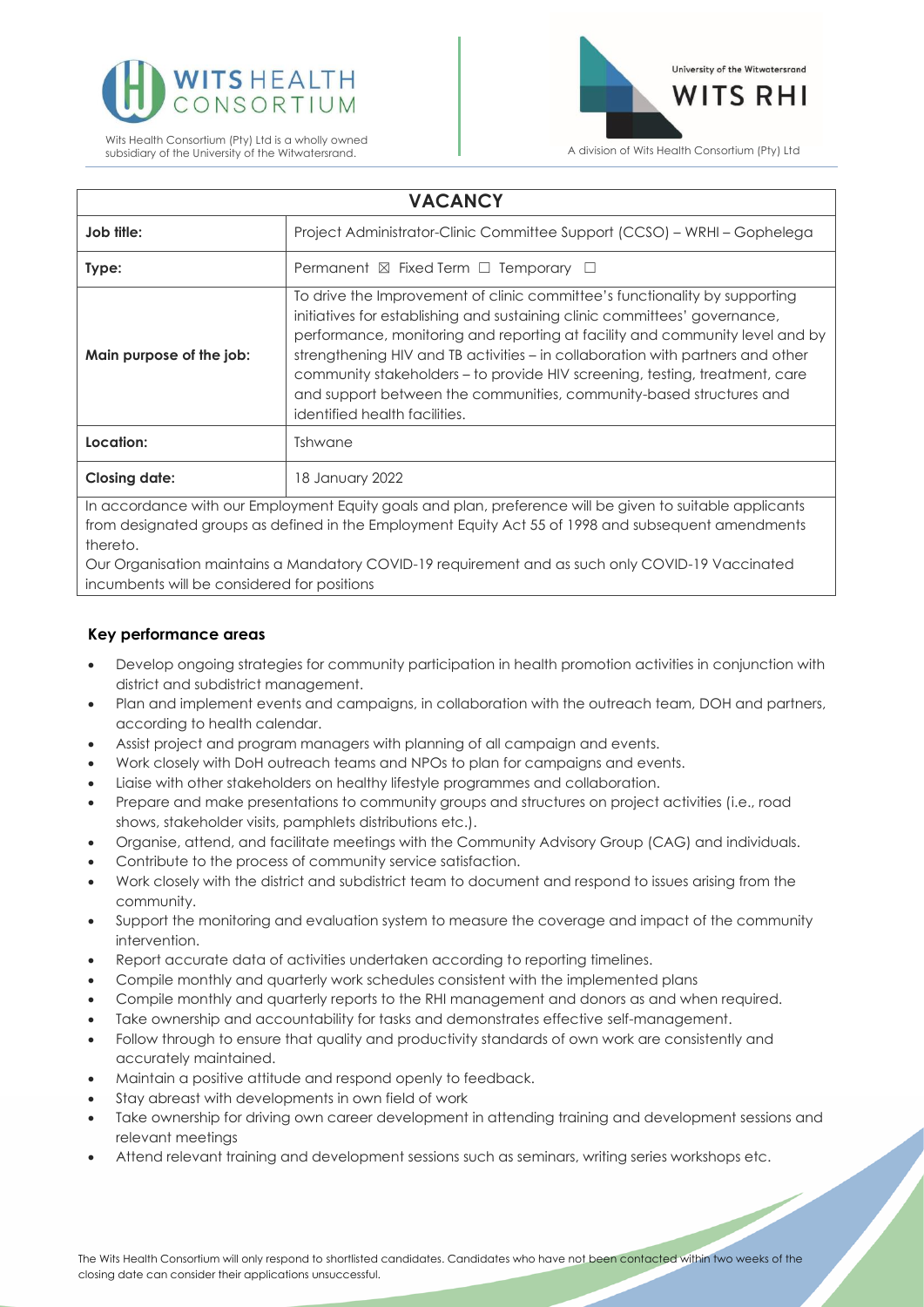Wits Health Consortium (Pty) Ltd is a wholly owned subsidiary of the University of the Witwatersrand.

University of the Witwatersrand

WITS RHI

A division of Wits Health Consortium (Pty) Ltd

| VACANCY | |
|---|---|
| **Job title:** | Project Administrator-Clinic Committee Support (CCSO) – WRHI – Gophelega |
| **Type:** | Permanent ☒ Fixed Term ☐ Temporary ☐ |
| **Main purpose of the job:** | To drive the Improvement of clinic committee's functionality by supporting initiatives for establishing and sustaining clinic committees' governance, performance, monitoring and reporting at facility and community level and by strengthening HIV and TB activities – in collaboration with partners and other community stakeholders – to provide HIV screening, testing, treatment, care and support between the communities, community-based structures and identified health facilities. |
| **Location:** | Tshwane |
| **Closing date:** | 18 January 2022 |

In accordance with our Employment Equity goals and plan, preference will be given to suitable applicants from designated groups as defined in the Employment Equity Act 55 of 1998 and subsequent amendments thereto.

Our Organisation maintains a Mandatory COVID-19 requirement and as such only COVID-19 Vaccinated incumbents will be considered for positions

### Key performance areas

- Develop ongoing strategies for community participation in health promotion activities in conjunction with district and subdistrict management.
- Plan and implement events and campaigns, in collaboration with the outreach team, DOH and partners, according to health calendar.
- Assist project and program managers with planning of all campaign and events.
- Work closely with DoH outreach teams and NPOs to plan for campaigns and events.
- Liaise with other stakeholders on healthy lifestyle programmes and collaboration.
- Prepare and make presentations to community groups and structures on project activities (i.e., road shows, stakeholder visits, pamphlets distributions etc.).
- Organise, attend, and facilitate meetings with the Community Advisory Group (CAG) and individuals.
- Contribute to the process of community service satisfaction.
- Work closely with the district and subdistrict team to document and respond to issues arising from the community.
- Support the monitoring and evaluation system to measure the coverage and impact of the community intervention.
- Report accurate data of activities undertaken according to reporting timelines.
- Compile monthly and quarterly work schedules consistent with the implemented plans
- Compile monthly and quarterly reports to the RHI management and donors as and when required.
- Take ownership and accountability for tasks and demonstrates effective self-management.
- Follow through to ensure that quality and productivity standards of own work are consistently and accurately maintained.
- Maintain a positive attitude and respond openly to feedback.
- Stay abreast with developments in own field of work
- Take ownership for driving own career development in attending training and development sessions and relevant meetings
- Attend relevant training and development sessions such as seminars, writing series workshops etc.

The Wits Health Consortium will only respond to shortlisted candidates. Candidates who have not been contacted within two weeks of the closing date can consider their applications unsuccessful.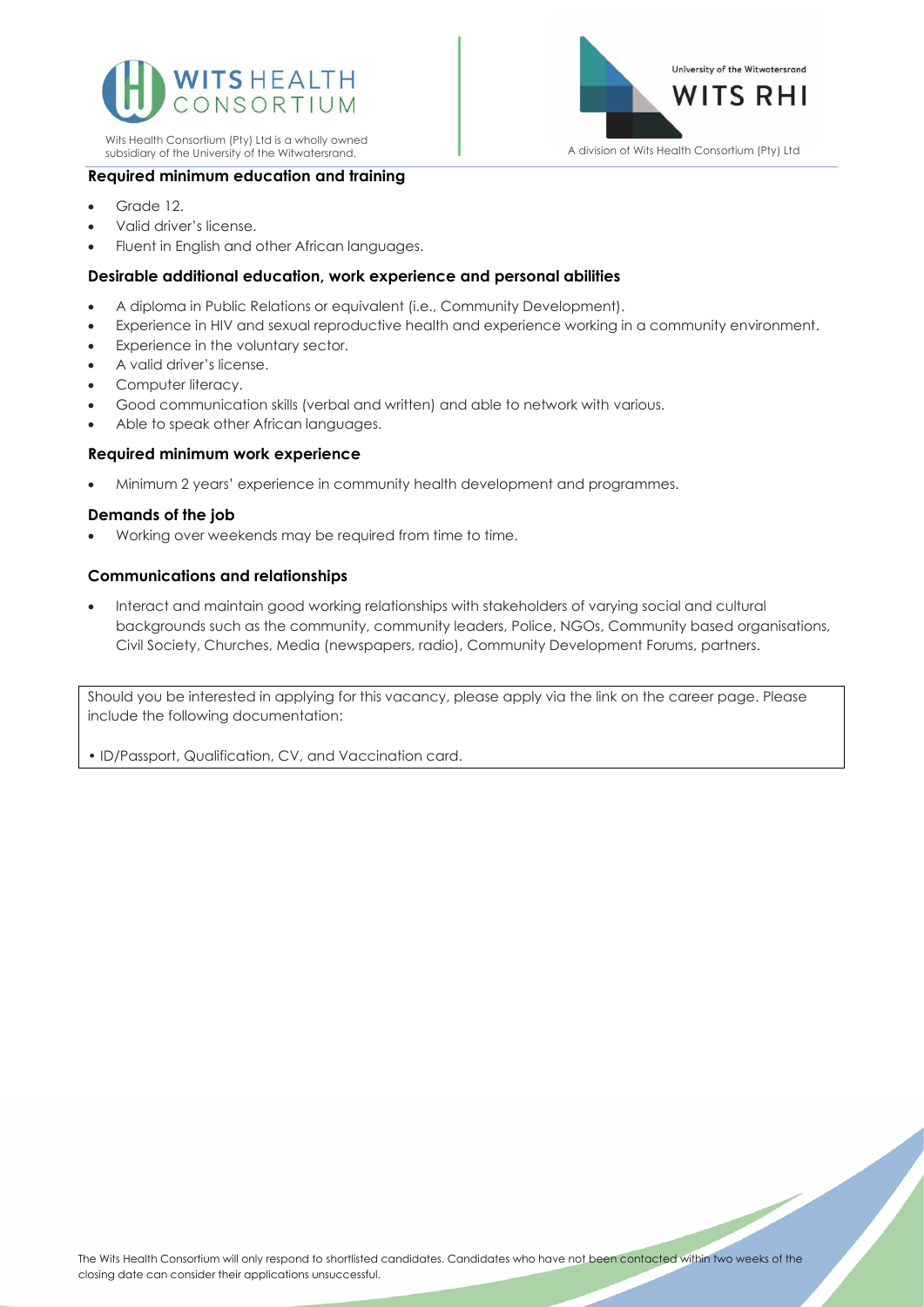### Required minimum education and training

- Grade 12.
- Valid driver's license.
- Fluent in English and other African languages.

### Desirable additional education, work experience and personal abilities

- A diploma in Public Relations or equivalent (i.e., Community Development).
- Experience in HIV and sexual reproductive health and experience working in a community environment.
- Experience in the voluntary sector.
- A valid driver's license.
- Computer literacy.
- Good communication skills (verbal and written) and able to network with various.
- Able to speak other African languages.

### Required minimum work experience

- Minimum 2 years' experience in community health development and programmes.

### Demands of the job

- Working over weekends may be required from time to time.

### Communications and relationships

- Interact and maintain good working relationships with stakeholders of varying social and cultural backgrounds such as the community, community leaders, Police, NGOs, Community based organisations, Civil Society, Churches, Media (newspapers, radio), Community Development Forums, partners.

Should you be interested in applying for this vacancy, please apply via the link on the career page. Please include the following documentation:

• ID/Passport, Qualification, CV, and Vaccination card.

The Wits Health Consortium will only respond to shortlisted candidates. Candidates who have not been contacted within two weeks of the closing date can consider their applications unsuccessful.